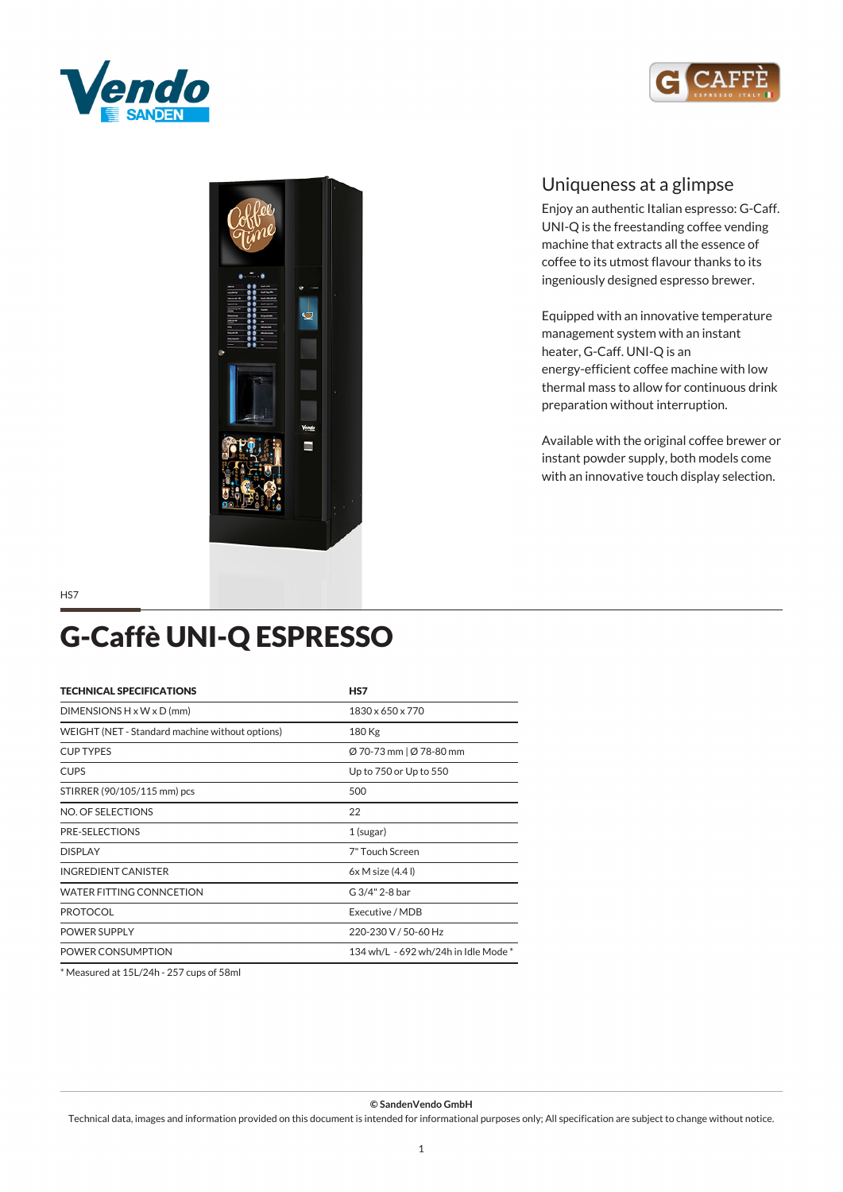## Uniqueness at a glimpse

Enjoy an authentic Italian espresso: G-Caff. UNI-Q is the freestanding coffee vending machine that extracts all the essence of coffee to its utmost flavour thanks to its ingeniously designed espresso brewer.

Equipped with an innovative temperature management system with an instant heater, G-Caff. UNI-Q is an energy-efficient coffee machine with low thermal mass to allow for continuous drink preparation without interruption.

Available with the original coffee brewer or instant powder supply, both models come with an innovative touch display selection.

HS7

# G-Caffè UNI-Q ESPRESSO

| **TECHNICAL SPECIFICATIONS** | **HS7** |
|---|---|
| DIMENSIONS H x W x D (mm) | 1830 x 650 x 770 |
| WEIGHT (NET - Standard machine without options) | 180 Kg |
| CUP TYPES | Ø 70-73 mm \| Ø 78-80 mm |
| CUPS | Up to 750 or Up to 550 |
| STIRRER (90/105/115 mm) pcs | 500 |
| NO. OF SELECTIONS | 22 |
| PRE-SELECTIONS | 1 (sugar) |
| DISPLAY | 7" Touch Screen |
| INGREDIENT CANISTER | 6x M size (4.4 l) |
| WATER FITTING CONNCETION | G 3/4" 2-8 bar |
| PROTOCOL | Executive / MDB |
| POWER SUPPLY | 220-230 V / 50-60 Hz |
| POWER CONSUMPTION | 134 wh/L - 692 wh/24h in Idle Mode * |

* Measured at 15L/24h - 257 cups of 58ml

**© SandenVendo GmbH**

Technical data, images and information provided on this document is intended for informational purposes only; All specification are subject to change without notice.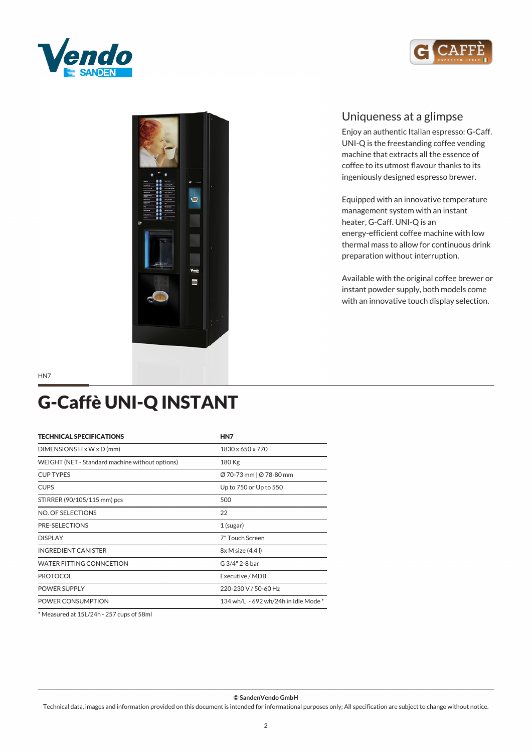## Uniqueness at a glimpse

Enjoy an authentic Italian espresso: G-Caff. UNI-Q is the freestanding coffee vending machine that extracts all the essence of coffee to its utmost flavour thanks to its ingeniously designed espresso brewer.

Equipped with an innovative temperature management system with an instant heater, G-Caff. UNI-Q is an energy-efficient coffee machine with low thermal mass to allow for continuous drink preparation without interruption.

Available with the original coffee brewer or instant powder supply, both models come with an innovative touch display selection.

HN7

# G-Caffè UNI-Q INSTANT

| TECHNICAL SPECIFICATIONS | HN7 |
|---|---|
| DIMENSIONS H x W x D (mm) | 1830 x 650 x 770 |
| WEIGHT (NET - Standard machine without options) | 180 Kg |
| CUP TYPES | Ø 70-73 mm \| Ø 78-80 mm |
| CUPS | Up to 750 or Up to 550 |
| STIRRER (90/105/115 mm) pcs | 500 |
| NO. OF SELECTIONS | 22 |
| PRE-SELECTIONS | 1 (sugar) |
| DISPLAY | 7" Touch Screen |
| INGREDIENT CANISTER | 8x M size (4.4 l) |
| WATER FITTING CONNCETION | G 3/4" 2-8 bar |
| PROTOCOL | Executive / MDB |
| POWER SUPPLY | 220-230 V / 50-60 Hz |
| POWER CONSUMPTION | 134 wh/L - 692 wh/24h in Idle Mode * |

* Measured at 15L/24h - 257 cups of 58ml

**© SandenVendo GmbH**

Technical data, images and information provided on this document is intended for informational purposes only; All specification are subject to change without notice.